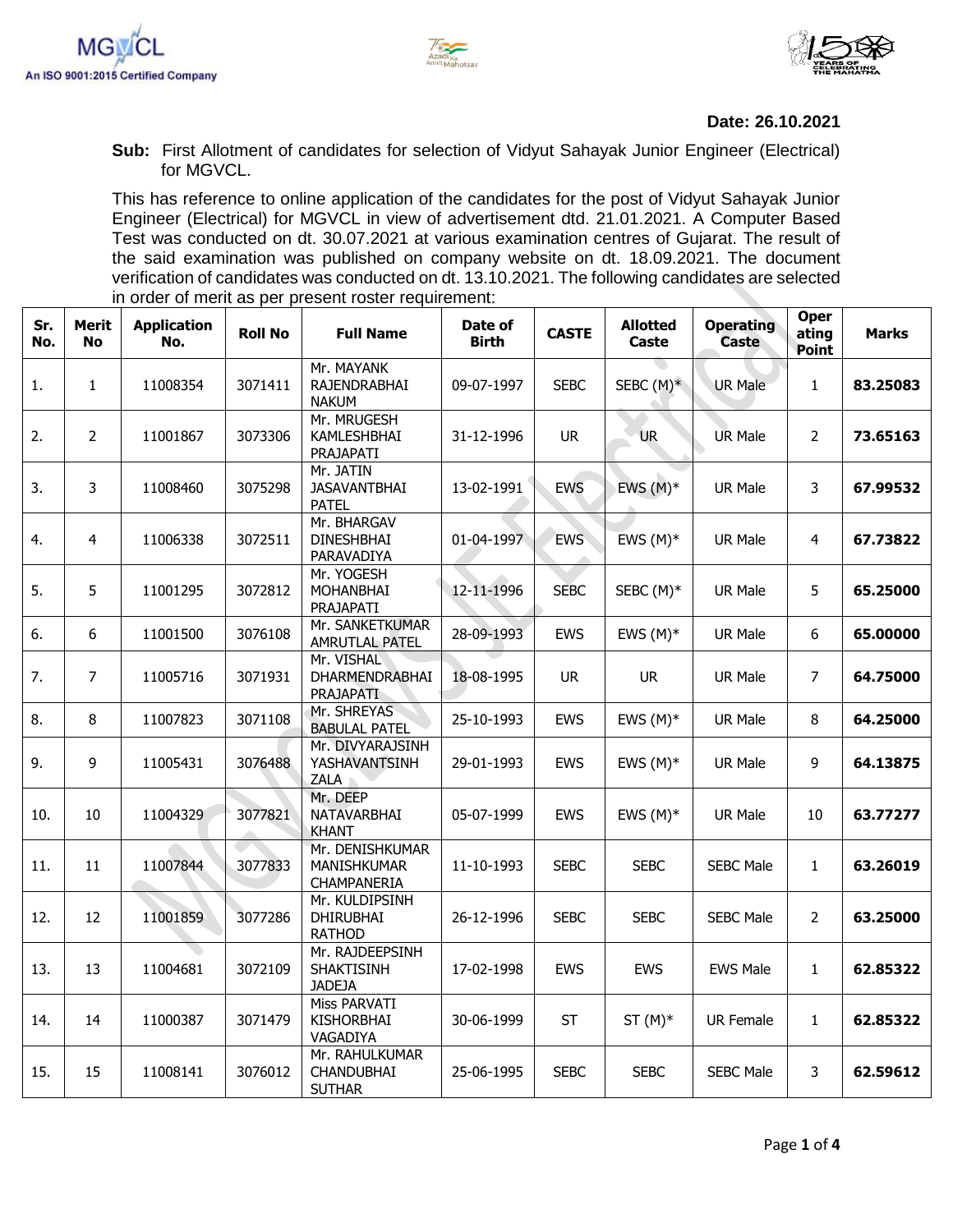**Date: 26.10.2021**

**Sub:** First Allotment of candidates for selection of Vidyut Sahayak Junior Engineer (Electrical) for MGVCL.

This has reference to online application of the candidates for the post of Vidyut Sahayak Junior Engineer (Electrical) for MGVCL in view of advertisement dtd. 21.01.2021. A Computer Based Test was conducted on dt. 30.07.2021 at various examination centres of Gujarat. The result of the said examination was published on company website on dt. 18.09.2021. The document verification of candidates was conducted on dt. 13.10.2021. The following candidates are selected in order of merit as per present roster requirement:

| Sr. No. | Merit No | Application No. | Roll No | Full Name | Date of Birth | CASTE | Allotted Caste | Operating Caste | Operating Point | Marks |
|---|---|---|---|---|---|---|---|---|---|---|
| 1. | 1 | 11008354 | 3071411 | Mr. MAYANK RAJENDRABHAI NAKUM | 09-07-1997 | SEBC | SEBC (M)* | UR Male | 1 | **83.25083** |
| 2. | 2 | 11001867 | 3073306 | Mr. MRUGESH KAMLESHBHAI PRAJAPATI | 31-12-1996 | UR | UR | UR Male | 2 | **73.65163** |
| 3. | 3 | 11008460 | 3075298 | Mr. JATIN JASAVANTBHAI PATEL | 13-02-1991 | EWS | EWS (M)* | UR Male | 3 | **67.99532** |
| 4. | 4 | 11006338 | 3072511 | Mr. BHARGAV DINESHBHAI PARAVADIYA | 01-04-1997 | EWS | EWS (M)* | UR Male | 4 | **67.73822** |
| 5. | 5 | 11001295 | 3072812 | Mr. YOGESH MOHANBHAI PRAJAPATI | 12-11-1996 | SEBC | SEBC (M)* | UR Male | 5 | **65.25000** |
| 6. | 6 | 11001500 | 3076108 | Mr. SANKETKUMAR AMRUTLAL PATEL | 28-09-1993 | EWS | EWS (M)* | UR Male | 6 | **65.00000** |
| 7. | 7 | 11005716 | 3071931 | Mr. VISHAL DHARMENDRABHAI PRAJAPATI | 18-08-1995 | UR | UR | UR Male | 7 | **64.75000** |
| 8. | 8 | 11007823 | 3071108 | Mr. SHREYAS BABULAL PATEL | 25-10-1993 | EWS | EWS (M)* | UR Male | 8 | **64.25000** |
| 9. | 9 | 11005431 | 3076488 | Mr. DIVYARAJSINH YASHAVANTSINH ZALA | 29-01-1993 | EWS | EWS (M)* | UR Male | 9 | **64.13875** |
| 10. | 10 | 11004329 | 3077821 | Mr. DEEP NATAVARBHAI KHANT | 05-07-1999 | EWS | EWS (M)* | UR Male | 10 | **63.77277** |
| 11. | 11 | 11007844 | 3077833 | Mr. DENISHKUMAR MANISHKUMAR CHAMPANERIA | 11-10-1993 | SEBC | SEBC | SEBC Male | 1 | **63.26019** |
| 12. | 12 | 11001859 | 3077286 | Mr. KULDIPSINH DHIRUBHAI RATHOD | 26-12-1996 | SEBC | SEBC | SEBC Male | 2 | **63.25000** |
| 13. | 13 | 11004681 | 3072109 | Mr. RAJDEEPSINH SHAKTISINH JADEJA | 17-02-1998 | EWS | EWS | EWS Male | 1 | **62.85322** |
| 14. | 14 | 11000387 | 3071479 | Miss PARVATI KISHORBHAI VAGADIYA | 30-06-1999 | ST | ST (M)* | UR Female | 1 | **62.85322** |
| 15. | 15 | 11008141 | 3076012 | Mr. RAHULKUMAR CHANDUBHAI SUTHAR | 25-06-1995 | SEBC | SEBC | SEBC Male | 3 | **62.59612** |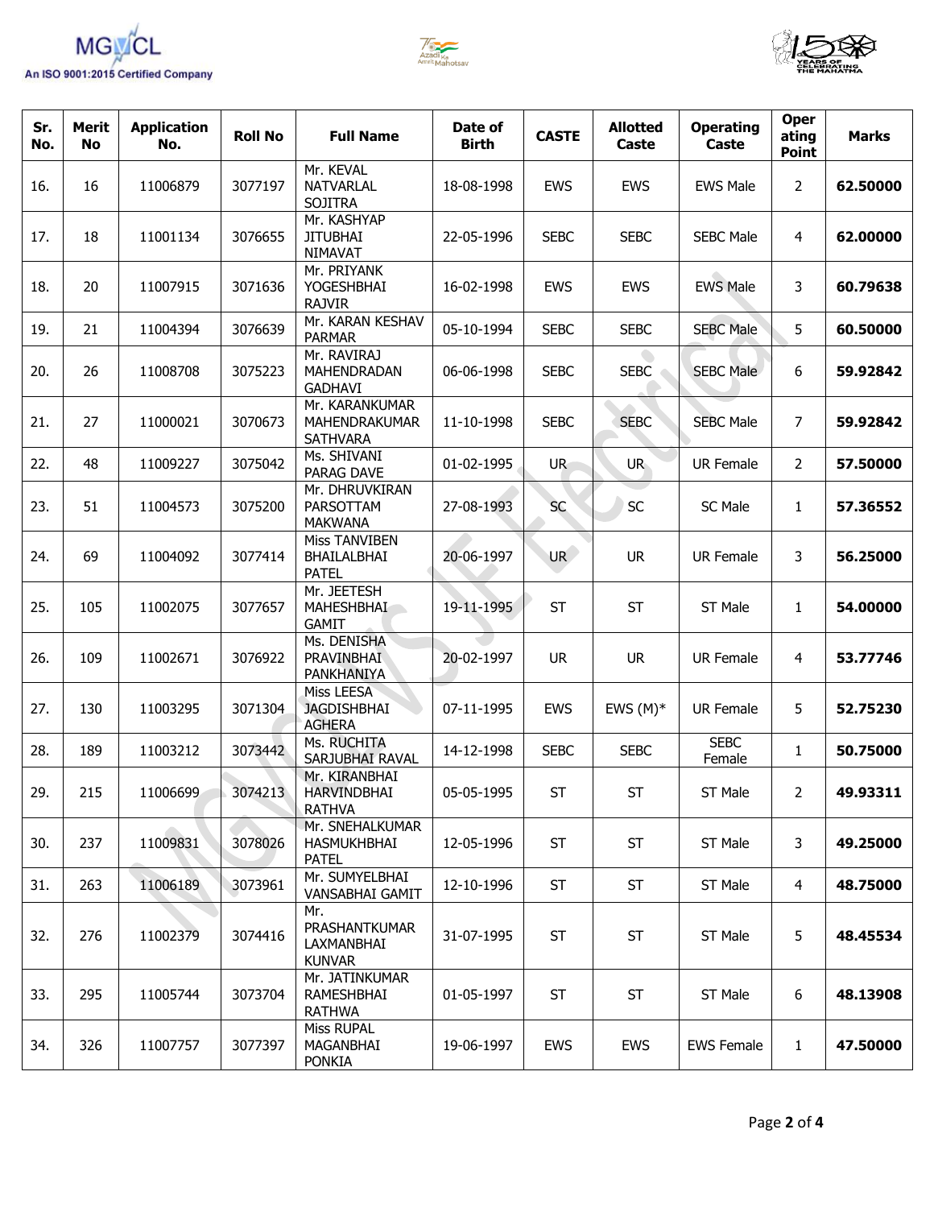| Sr. No. | Merit No | Application No. | Roll No | Full Name | Date of Birth | CASTE | Allotted Caste | Operating Caste | Operating Point | Marks |
|---|---|---|---|---|---|---|---|---|---|---|
| 16. | 16 | 11006879 | 3077197 | Mr. KEVAL NATVARLAL SOJITRA | 18-08-1998 | EWS | EWS | EWS Male | 2 | **62.50000** |
| 17. | 18 | 11001134 | 3076655 | Mr. KASHYAP JITUBHAI NIMAVAT | 22-05-1996 | SEBC | SEBC | SEBC Male | 4 | **62.00000** |
| 18. | 20 | 11007915 | 3071636 | Mr. PRIYANK YOGESHBHAI RAJVIR | 16-02-1998 | EWS | EWS | EWS Male | 3 | **60.79638** |
| 19. | 21 | 11004394 | 3076639 | Mr. KARAN KESHAV PARMAR | 05-10-1994 | SEBC | SEBC | SEBC Male | 5 | **60.50000** |
| 20. | 26 | 11008708 | 3075223 | Mr. RAVIRAJ MAHENDRADAN GADHAVI | 06-06-1998 | SEBC | SEBC | SEBC Male | 6 | **59.92842** |
| 21. | 27 | 11000021 | 3070673 | Mr. KARANKUMAR MAHENDRAKUMAR SATHVARA | 11-10-1998 | SEBC | SEBC | SEBC Male | 7 | **59.92842** |
| 22. | 48 | 11009227 | 3075042 | Ms. SHIVANI PARAG DAVE | 01-02-1995 | UR | UR | UR Female | 2 | **57.50000** |
| 23. | 51 | 11004573 | 3075200 | Mr. DHRUVKIRAN PARSOTTAM MAKWANA | 27-08-1993 | SC | SC | SC Male | 1 | **57.36552** |
| 24. | 69 | 11004092 | 3077414 | Miss TANVIBEN BHAILALBHAI PATEL | 20-06-1997 | UR | UR | UR Female | 3 | **56.25000** |
| 25. | 105 | 11002075 | 3077657 | Mr. JEETESH MAHESHBHAI GAMIT | 19-11-1995 | ST | ST | ST Male | 1 | **54.00000** |
| 26. | 109 | 11002671 | 3076922 | Ms. DENISHA PRAVINBHAI PANKHANIYA | 20-02-1997 | UR | UR | UR Female | 4 | **53.77746** |
| 27. | 130 | 11003295 | 3071304 | Miss LEESA JAGDISHBHAI AGHERA | 07-11-1995 | EWS | EWS (M)* | UR Female | 5 | **52.75230** |
| 28. | 189 | 11003212 | 3073442 | Ms. RUCHITA SARJUBHAI RAVAL | 14-12-1998 | SEBC | SEBC | SEBC Female | 1 | **50.75000** |
| 29. | 215 | 11006699 | 3074213 | Mr. KIRANBHAI HARVINDBHAI RATHVA | 05-05-1995 | ST | ST | ST Male | 2 | **49.93311** |
| 30. | 237 | 11009831 | 3078026 | Mr. SNEHALKUMAR HASMUKHBHAI PATEL | 12-05-1996 | ST | ST | ST Male | 3 | **49.25000** |
| 31. | 263 | 11006189 | 3073961 | Mr. SUMYELBHAI VANSABHAI GAMIT | 12-10-1996 | ST | ST | ST Male | 4 | **48.75000** |
| 32. | 276 | 11002379 | 3074416 | Mr. PRASHANTKUMAR LAXMANBHAI KUNVAR | 31-07-1995 | ST | ST | ST Male | 5 | **48.45534** |
| 33. | 295 | 11005744 | 3073704 | Mr. JATINKUMAR RAMESHBHAI RATHWA | 01-05-1997 | ST | ST | ST Male | 6 | **48.13908** |
| 34. | 326 | 11007757 | 3077397 | Miss RUPAL MAGANBHAI PONKIA | 19-06-1997 | EWS | EWS | EWS Female | 1 | **47.50000** |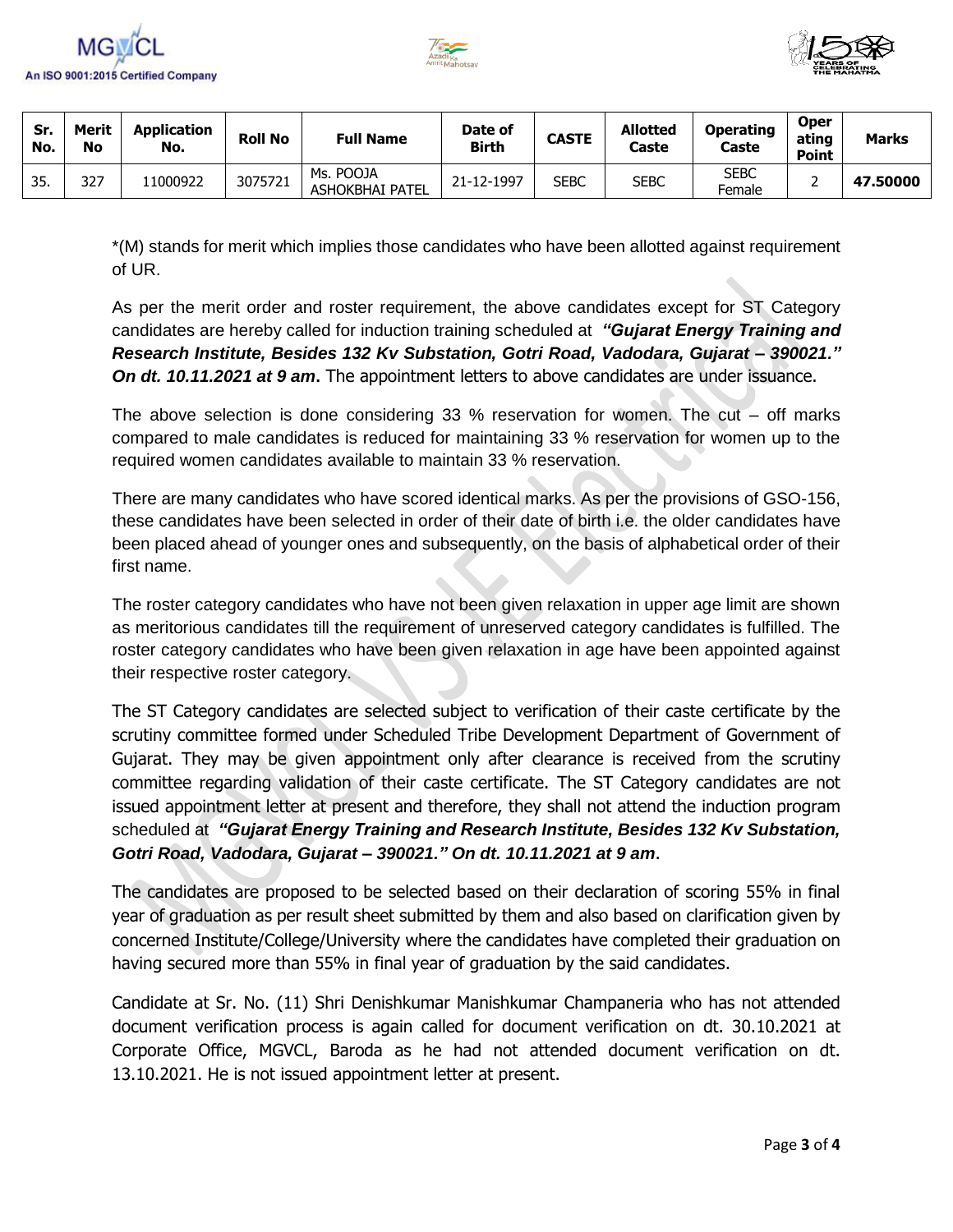| Sr. No. | Merit No | Application No. | Roll No | Full Name | Date of Birth | CASTE | Allotted Caste | Operating Caste | Operating Point | Marks |
|---|---|---|---|---|---|---|---|---|---|---|
| 35. | 327 | 11000922 | 3075721 | Ms. POOJA ASHOKBHAI PATEL | 21-12-1997 | SEBC | SEBC | SEBC Female | 2 | **47.50000** |

*(M) stands for merit which implies those candidates who have been allotted against requirement of UR.

As per the merit order and roster requirement, the above candidates except for ST Category candidates are hereby called for induction training scheduled at ***"Gujarat Energy Training and Research Institute, Besides 132 Kv Substation, Gotri Road, Vadodara, Gujarat – 390021." On dt. 10.11.2021 at 9 am***. The appointment letters to above candidates are under issuance.

The above selection is done considering 33 % reservation for women. The cut – off marks compared to male candidates is reduced for maintaining 33 % reservation for women up to the required women candidates available to maintain 33 % reservation.

There are many candidates who have scored identical marks. As per the provisions of GSO-156, these candidates have been selected in order of their date of birth i.e. the older candidates have been placed ahead of younger ones and subsequently, on the basis of alphabetical order of their first name.

The roster category candidates who have not been given relaxation in upper age limit are shown as meritorious candidates till the requirement of unreserved category candidates is fulfilled. The roster category candidates who have been given relaxation in age have been appointed against their respective roster category.

The ST Category candidates are selected subject to verification of their caste certificate by the scrutiny committee formed under Scheduled Tribe Development Department of Government of Gujarat. They may be given appointment only after clearance is received from the scrutiny committee regarding validation of their caste certificate. The ST Category candidates are not issued appointment letter at present and therefore, they shall not attend the induction program scheduled at ***"Gujarat Energy Training and Research Institute, Besides 132 Kv Substation, Gotri Road, Vadodara, Gujarat – 390021." On dt. 10.11.2021 at 9 am***.

The candidates are proposed to be selected based on their declaration of scoring 55% in final year of graduation as per result sheet submitted by them and also based on clarification given by concerned Institute/College/University where the candidates have completed their graduation on having secured more than 55% in final year of graduation by the said candidates.

Candidate at Sr. No. (11) Shri Denishkumar Manishkumar Champaneria who has not attended document verification process is again called for document verification on dt. 30.10.2021 at Corporate Office, MGVCL, Baroda as he had not attended document verification on dt. 13.10.2021. He is not issued appointment letter at present.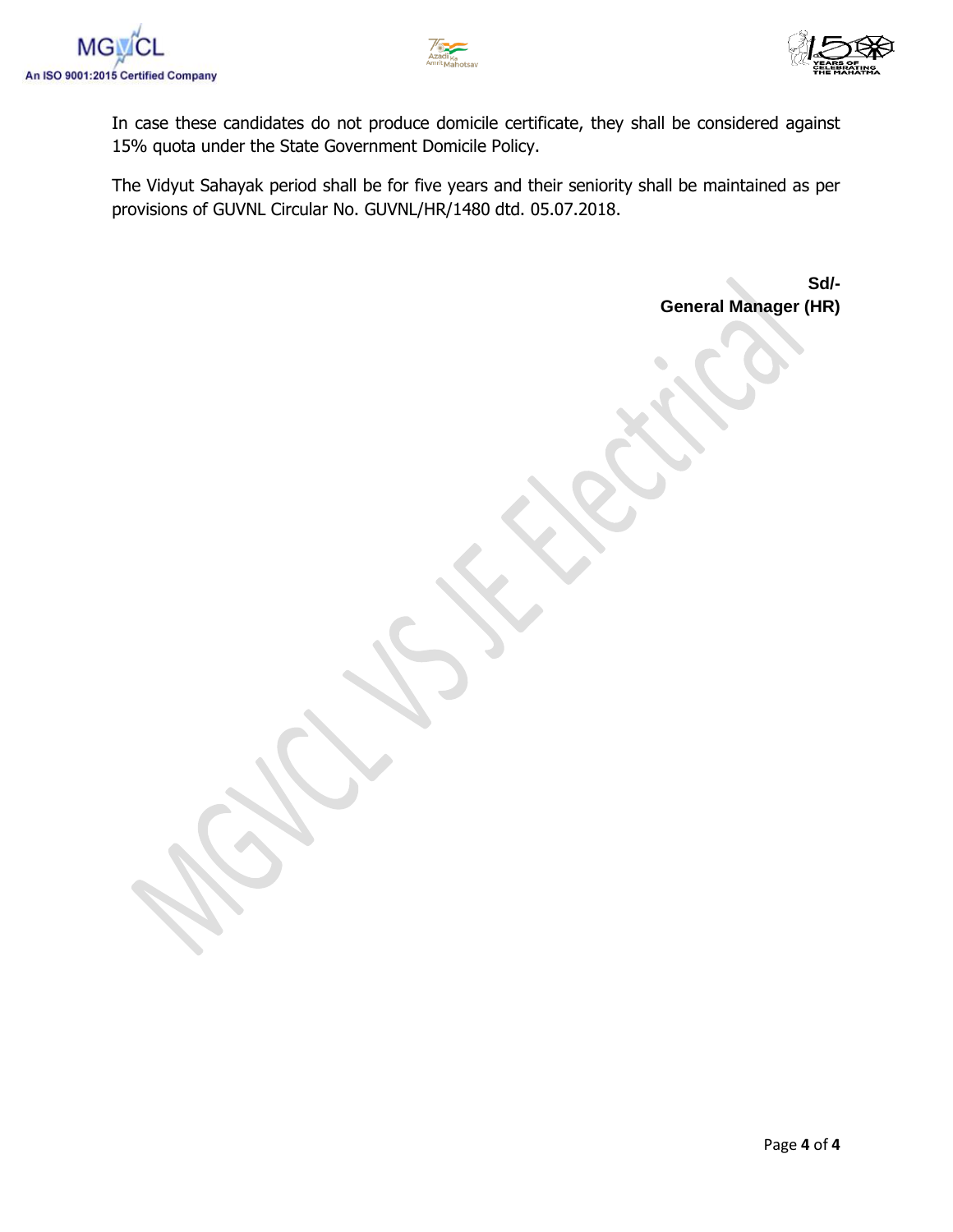In case these candidates do not produce domicile certificate, they shall be considered against 15% quota under the State Government Domicile Policy.

The Vidyut Sahayak period shall be for five years and their seniority shall be maintained as per provisions of GUVNL Circular No. GUVNL/HR/1480 dtd. 05.07.2018.

**Sd/-**
**General Manager (HR)**